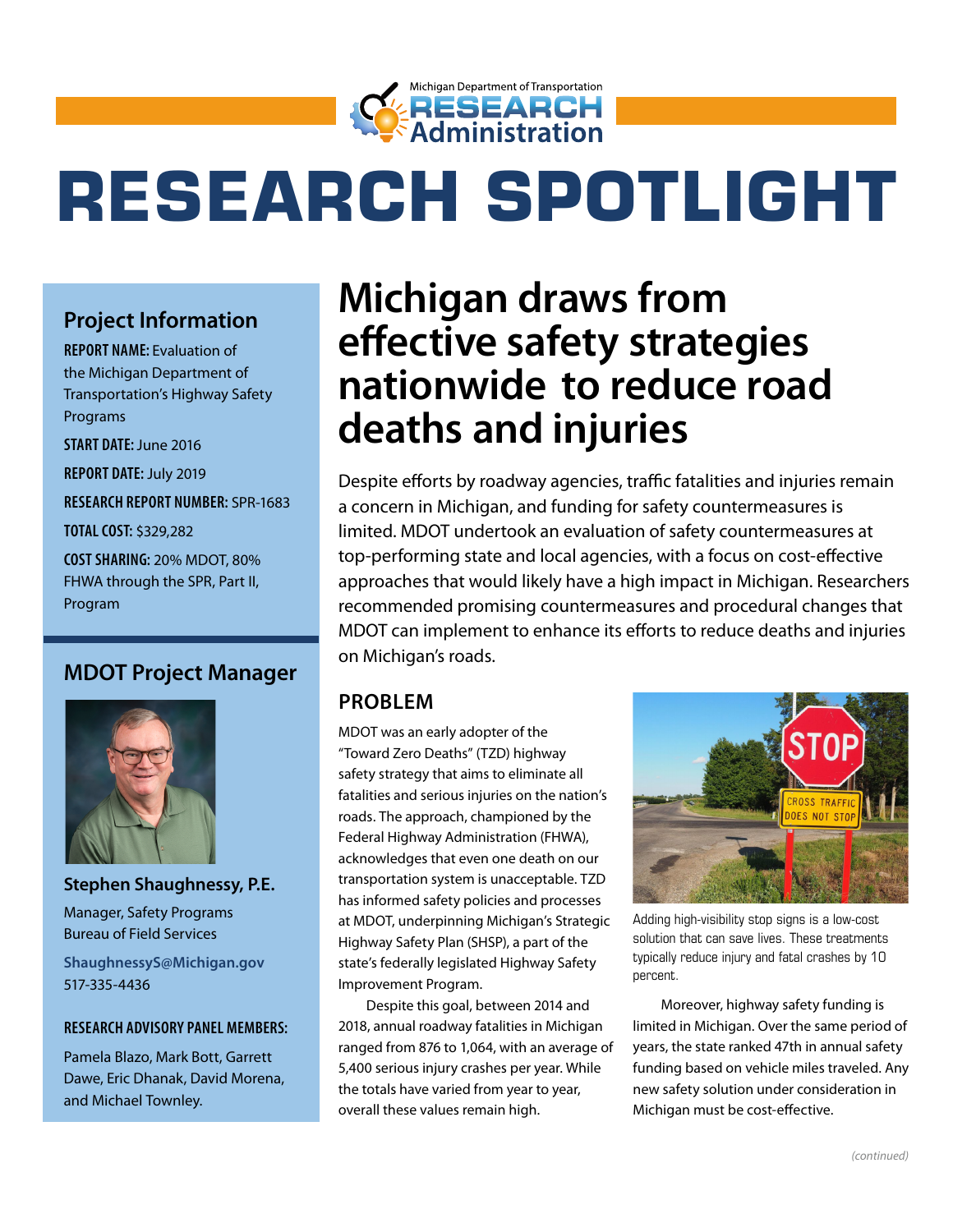Michigan Department of Transportation
RESEARCH Administration

# RESEARCH SPOTLIGHT

## Project Information

**REPORT NAME:** Evaluation of the Michigan Department of Transportation's Highway Safety Programs

**START DATE:** June 2016

**REPORT DATE:** July 2019

**RESEARCH REPORT NUMBER:** SPR-1683

**TOTAL COST:** $329,282

**COST SHARING:** 20% MDOT, 80% FHWA through the SPR, Part II, Program

## MDOT Project Manager

**Stephen Shaughnessy, P.E.**

Manager, Safety Programs
Bureau of Field Services

ShaughnessyS@Michigan.gov
517-335-4436

**RESEARCH ADVISORY PANEL MEMBERS:**

Pamela Blazo, Mark Bott, Garrett Dawe, Eric Dhanak, David Morena, and Michael Townley.

# Michigan draws from effective safety strategies nationwide to reduce road deaths and injuries

Despite efforts by roadway agencies, traffic fatalities and injuries remain a concern in Michigan, and funding for safety countermeasures is limited. MDOT undertook an evaluation of safety countermeasures at top-performing state and local agencies, with a focus on cost-effective approaches that would likely have a high impact in Michigan. Researchers recommended promising countermeasures and procedural changes that MDOT can implement to enhance its efforts to reduce deaths and injuries on Michigan's roads.

## PROBLEM

MDOT was an early adopter of the "Toward Zero Deaths" (TZD) highway safety strategy that aims to eliminate all fatalities and serious injuries on the nation's roads. The approach, championed by the Federal Highway Administration (FHWA), acknowledges that even one death on our transportation system is unacceptable. TZD has informed safety policies and processes at MDOT, underpinning Michigan's Strategic Highway Safety Plan (SHSP), a part of the state's federally legislated Highway Safety Improvement Program.

Despite this goal, between 2014 and 2018, annual roadway fatalities in Michigan ranged from 876 to 1,064, with an average of 5,400 serious injury crashes per year. While the totals have varied from year to year, overall these values remain high.

Adding high-visibility stop signs is a low-cost solution that can save lives. These treatments typically reduce injury and fatal crashes by 10 percent.

Moreover, highway safety funding is limited in Michigan. Over the same period of years, the state ranked 47th in annual safety funding based on vehicle miles traveled. Any new safety solution under consideration in Michigan must be cost-effective.

*(continued)*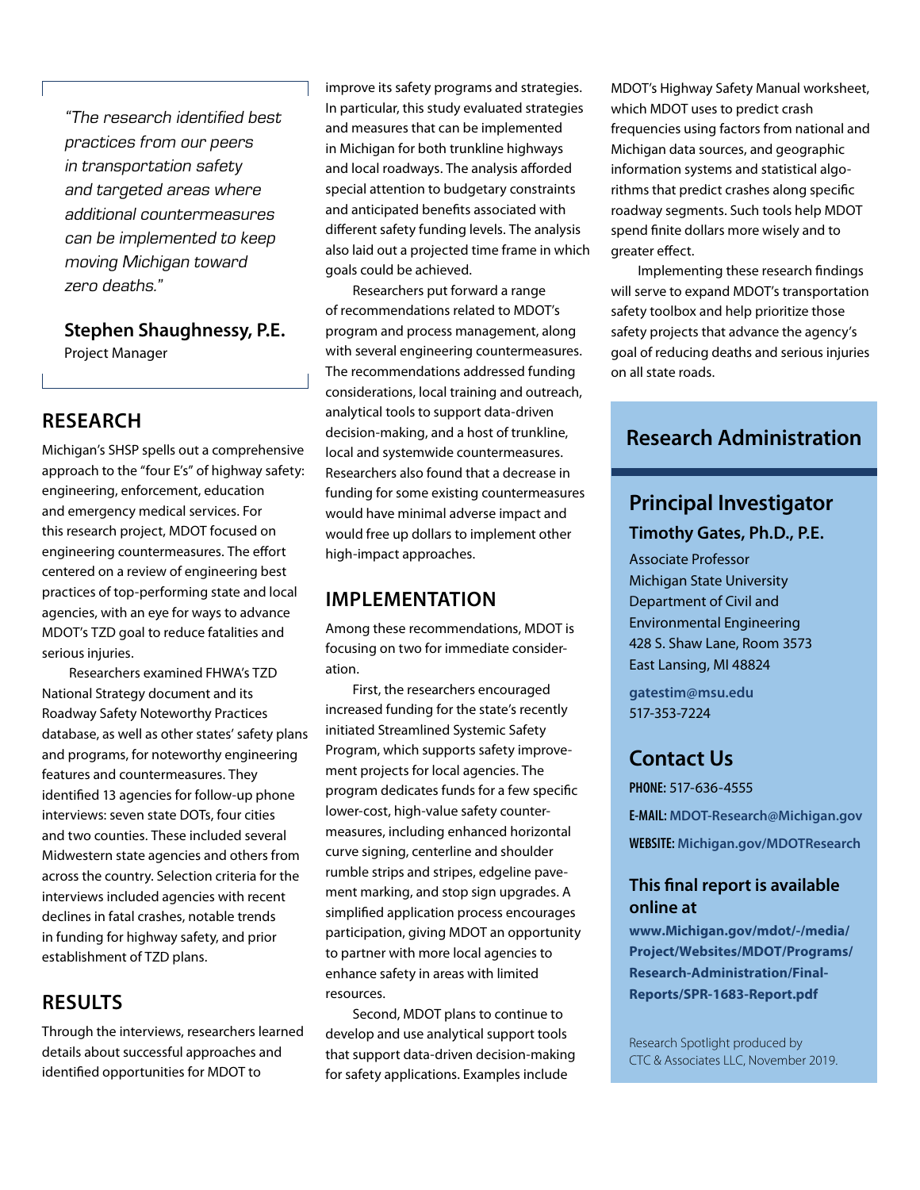*"The research identified best practices from our peers in transportation safety and targeted areas where additional countermeasures can be implemented to keep moving Michigan toward zero deaths."*

**Stephen Shaughnessy, P.E.**
Project Manager

## RESEARCH

Michigan's SHSP spells out a comprehensive approach to the "four E's" of highway safety: engineering, enforcement, education and emergency medical services. For this research project, MDOT focused on engineering countermeasures. The effort centered on a review of engineering best practices of top-performing state and local agencies, with an eye for ways to advance MDOT's TZD goal to reduce fatalities and serious injuries.

Researchers examined FHWA's TZD National Strategy document and its Roadway Safety Noteworthy Practices database, as well as other states' safety plans and programs, for noteworthy engineering features and countermeasures. They identified 13 agencies for follow-up phone interviews: seven state DOTs, four cities and two counties. These included several Midwestern state agencies and others from across the country. Selection criteria for the interviews included agencies with recent declines in fatal crashes, notable trends in funding for highway safety, and prior establishment of TZD plans.

## RESULTS

Through the interviews, researchers learned details about successful approaches and identified opportunities for MDOT to improve its safety programs and strategies. In particular, this study evaluated strategies and measures that can be implemented in Michigan for both trunkline highways and local roadways. The analysis afforded special attention to budgetary constraints and anticipated benefits associated with different safety funding levels. The analysis also laid out a projected time frame in which goals could be achieved.

Researchers put forward a range of recommendations related to MDOT's program and process management, along with several engineering countermeasures. The recommendations addressed funding considerations, local training and outreach, analytical tools to support data-driven decision-making, and a host of trunkline, local and systemwide countermeasures. Researchers also found that a decrease in funding for some existing countermeasures would have minimal adverse impact and would free up dollars to implement other high-impact approaches.

## IMPLEMENTATION

Among these recommendations, MDOT is focusing on two for immediate consideration.

First, the researchers encouraged increased funding for the state's recently initiated Streamlined Systemic Safety Program, which supports safety improvement projects for local agencies. The program dedicates funds for a few specific lower-cost, high-value safety countermeasures, including enhanced horizontal curve signing, centerline and shoulder rumble strips and stripes, edgeline pavement marking, and stop sign upgrades. A simplified application process encourages participation, giving MDOT an opportunity to partner with more local agencies to enhance safety in areas with limited resources.

Second, MDOT plans to continue to develop and use analytical support tools that support data-driven decision-making for safety applications. Examples include MDOT's Highway Safety Manual worksheet, which MDOT uses to predict crash frequencies using factors from national and Michigan data sources, and geographic information systems and statistical algorithms that predict crashes along specific roadway segments. Such tools help MDOT spend finite dollars more wisely and to greater effect.

Implementing these research findings will serve to expand MDOT's transportation safety toolbox and help prioritize those safety projects that advance the agency's goal of reducing deaths and serious injuries on all state roads.

## Research Administration

### Principal Investigator

**Timothy Gates, Ph.D., P.E.**

Associate Professor
Michigan State University
Department of Civil and Environmental Engineering
428 S. Shaw Lane, Room 3573
East Lansing, MI 48824

**gatestim@msu.edu**
517-353-7224

### Contact Us

**PHONE:** 517-636-4555

**E-MAIL:** **MDOT-Research@Michigan.gov**

**WEBSITE:** **Michigan.gov/MDOTResearch**

### This final report is available online at

**www.Michigan.gov/mdot/-/media/Project/Websites/MDOT/Programs/Research-Administration/Final-Reports/SPR-1683-Report.pdf**

Research Spotlight produced by CTC & Associates LLC, November 2019.